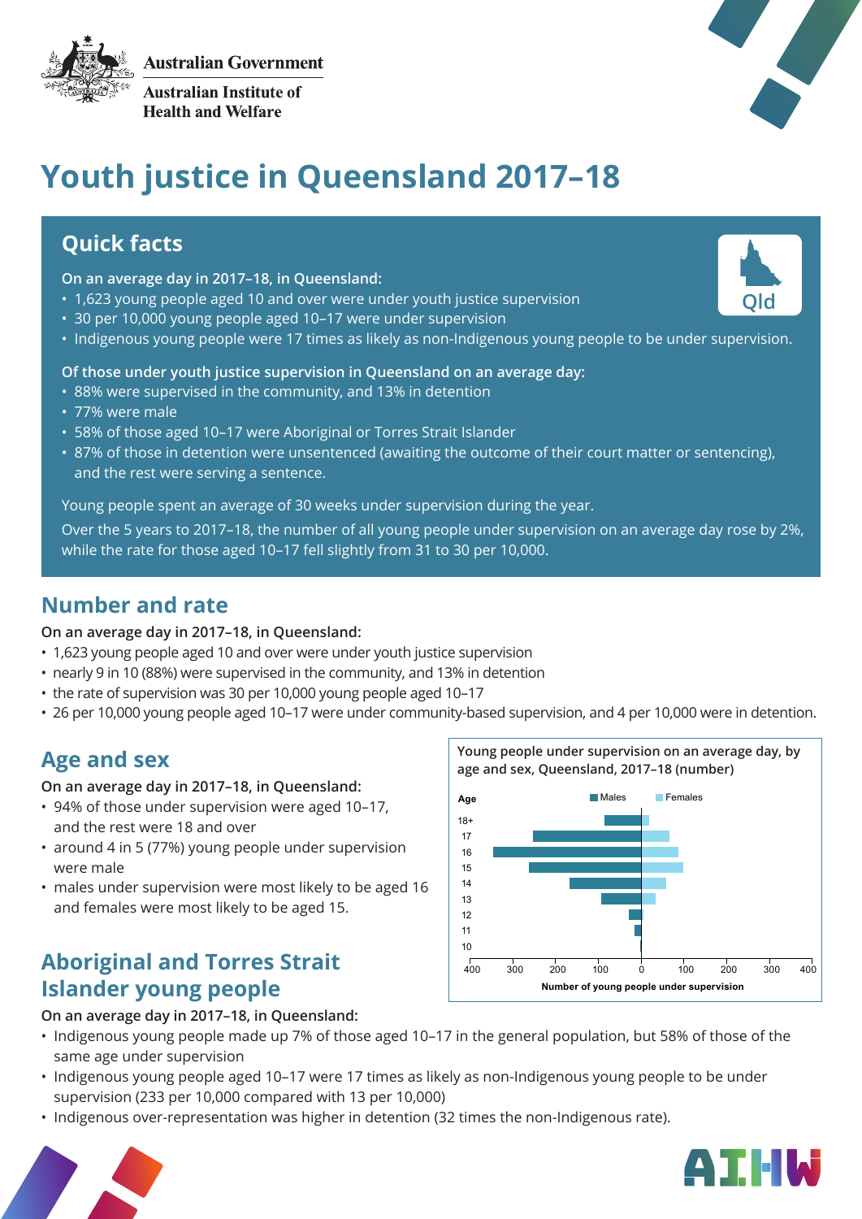Australian Government

Australian Institute of Health and Welfare

# Youth justice in Queensland 2017–18

## Quick facts

**On an average day in 2017–18, in Queensland:**

- 1,623 young people aged 10 and over were under youth justice supervision
- 30 per 10,000 young people aged 10–17 were under supervision
- Indigenous young people were 17 times as likely as non-Indigenous young people to be under supervision.

**Of those under youth justice supervision in Queensland on an average day:**

- 88% were supervised in the community, and 13% in detention
- 77% were male
- 58% of those aged 10–17 were Aboriginal or Torres Strait Islander
- 87% of those in detention were unsentenced (awaiting the outcome of their court matter or sentencing), and the rest were serving a sentence.

Young people spent an average of 30 weeks under supervision during the year.

Over the 5 years to 2017–18, the number of all young people under supervision on an average day rose by 2%, while the rate for those aged 10–17 fell slightly from 31 to 30 per 10,000.

## Number and rate

**On an average day in 2017–18, in Queensland:**

- 1,623 young people aged 10 and over were under youth justice supervision
- nearly 9 in 10 (88%) were supervised in the community, and 13% in detention
- the rate of supervision was 30 per 10,000 young people aged 10–17
- 26 per 10,000 young people aged 10–17 were under community-based supervision, and 4 per 10,000 were in detention.

## Age and sex

**On an average day in 2017–18, in Queensland:**

- 94% of those under supervision were aged 10–17, and the rest were 18 and over
- around 4 in 5 (77%) young people under supervision were male
- males under supervision were most likely to be aged 16 and females were most likely to be aged 15.

**Young people under supervision on an average day, by age and sex, Queensland, 2017–18 (number)**

## Aboriginal and Torres Strait Islander young people

**On an average day in 2017–18, in Queensland:**

- Indigenous young people made up 7% of those aged 10–17 in the general population, but 58% of those of the same age under supervision
- Indigenous young people aged 10–17 were 17 times as likely as non-Indigenous young people to be under supervision (233 per 10,000 compared with 13 per 10,000)
- Indigenous over-representation was higher in detention (32 times the non-Indigenous rate).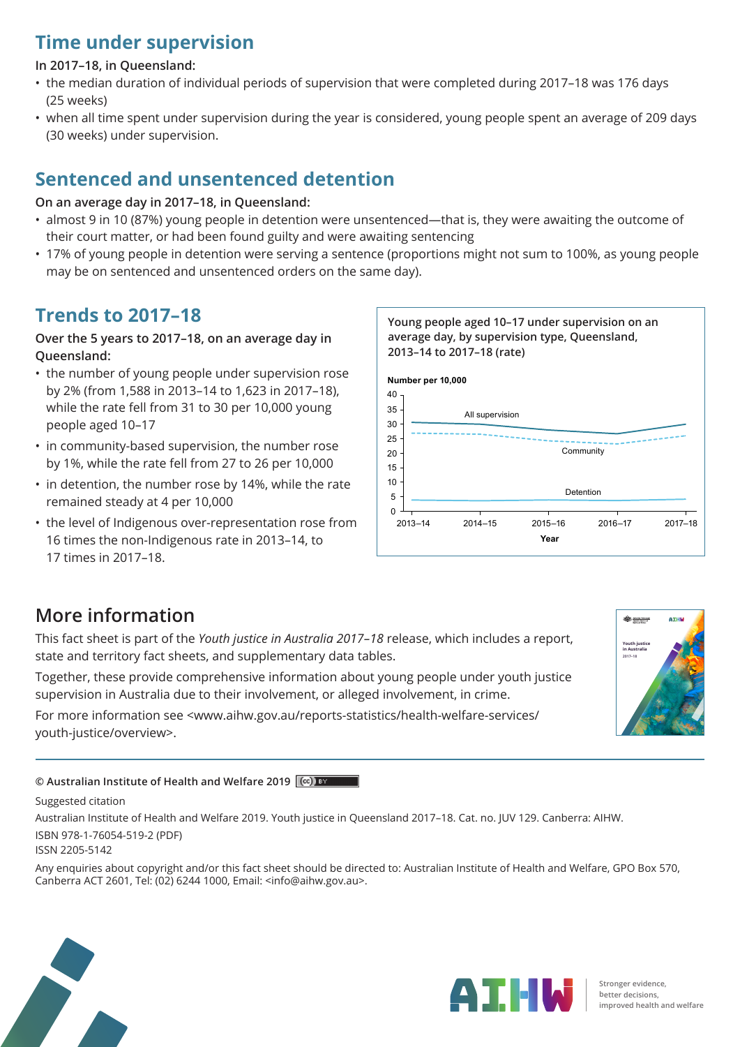## Time under supervision

**In 2017–18, in Queensland:**

- the median duration of individual periods of supervision that were completed during 2017–18 was 176 days (25 weeks)
- when all time spent under supervision during the year is considered, young people spent an average of 209 days (30 weeks) under supervision.

## Sentenced and unsentenced detention

**On an average day in 2017–18, in Queensland:**

- almost 9 in 10 (87%) young people in detention were unsentenced—that is, they were awaiting the outcome of their court matter, or had been found guilty and were awaiting sentencing
- 17% of young people in detention were serving a sentence (proportions might not sum to 100%, as young people may be on sentenced and unsentenced orders on the same day).

## Trends to 2017–18

**Over the 5 years to 2017–18, on an average day in Queensland:**

- the number of young people under supervision rose by 2% (from 1,588 in 2013–14 to 1,623 in 2017–18), while the rate fell from 31 to 30 per 10,000 young people aged 10–17
- in community-based supervision, the number rose by 1%, while the rate fell from 27 to 26 per 10,000
- in detention, the number rose by 14%, while the rate remained steady at 4 per 10,000
- the level of Indigenous over-representation rose from 16 times the non-Indigenous rate in 2013–14, to 17 times in 2017–18.

**Young people aged 10–17 under supervision on an average day, by supervision type, Queensland, 2013–14 to 2017–18 (rate)**

Number per 10,000

40
35
30
25
20
15
10
5
0

All supervision
Community
Detention

2013–14
2014–15
2015–16
2016–17
2017–18

Year

## More information

This fact sheet is part of the *Youth justice in Australia 2017–18* release, which includes a report, state and territory fact sheets, and supplementary data tables.

Together, these provide comprehensive information about young people under youth justice supervision in Australia due to their involvement, or alleged involvement, in crime.

For more information see <www.aihw.gov.au/reports-statistics/health-welfare-services/youth-justice/overview>.

**© Australian Institute of Health and Welfare 2019**

Suggested citation

Australian Institute of Health and Welfare 2019. Youth justice in Queensland 2017–18. Cat. no. JUV 129. Canberra: AIHW.

ISBN 978-1-76054-519-2 (PDF)

ISSN 2205-5142

Any enquiries about copyright and/or this fact sheet should be directed to: Australian Institute of Health and Welfare, GPO Box 570, Canberra ACT 2601, Tel: (02) 6244 1000, Email: <info@aihw.gov.au>.

Stronger evidence, better decisions, improved health and welfare